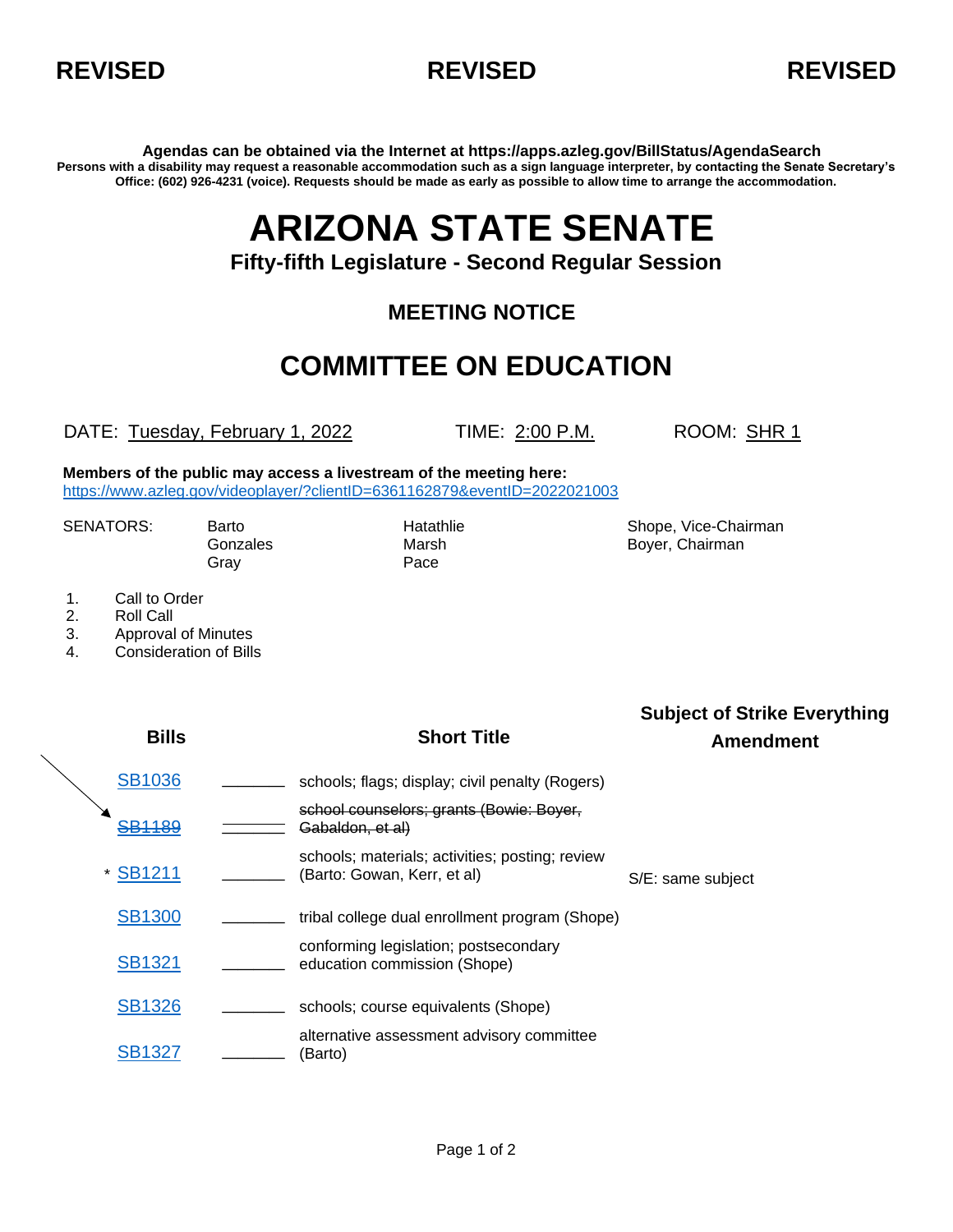**REVISED** **REVISED** **REVISED**

**Agendas can be obtained via the Internet at https://apps.azleg.gov/BillStatus/AgendaSearch**

**Persons with a disability may request a reasonable accommodation such as a sign language interpreter, by contacting the Senate Secretary's Office: (602) 926-4231 (voice). Requests should be made as early as possible to allow time to arrange the accommodation.**

# ARIZONA STATE SENATE

### Fifty-fifth Legislature - Second Regular Session

## MEETING NOTICE

## COMMITTEE ON EDUCATION

DATE: Tuesday, February 1, 2022 TIME: 2:00 P.M. ROOM: SHR 1

**Members of the public may access a livestream of the meeting here:**
https://www.azleg.gov/videoplayer/?clientID=6361162879&eventID=2022021003

SENATORS: Barto, Gonzales, Gray, Hatathlie, Marsh, Pace, Shope, Vice-Chairman, Boyer, Chairman

1. Call to Order
2. Roll Call
3. Approval of Minutes
4. Consideration of Bills

| Bills | | Short Title | Subject of Strike Everything Amendment |
|---|---|---|---|
| SB1036 | _______ | schools; flags; display; civil penalty (Rogers) | |
| ~~SB1189~~ | _______ | ~~school counselors; grants (Bowie: Boyer, Gabaldon, et al)~~ | |
| * SB1211 | _______ | schools; materials; activities; posting; review (Barto: Gowan, Kerr, et al) | S/E: same subject |
| SB1300 | _______ | tribal college dual enrollment program (Shope) | |
| SB1321 | _______ | conforming legislation; postsecondary education commission (Shope) | |
| SB1326 | _______ | schools; course equivalents (Shope) | |
| SB1327 | _______ | alternative assessment advisory committee (Barto) | |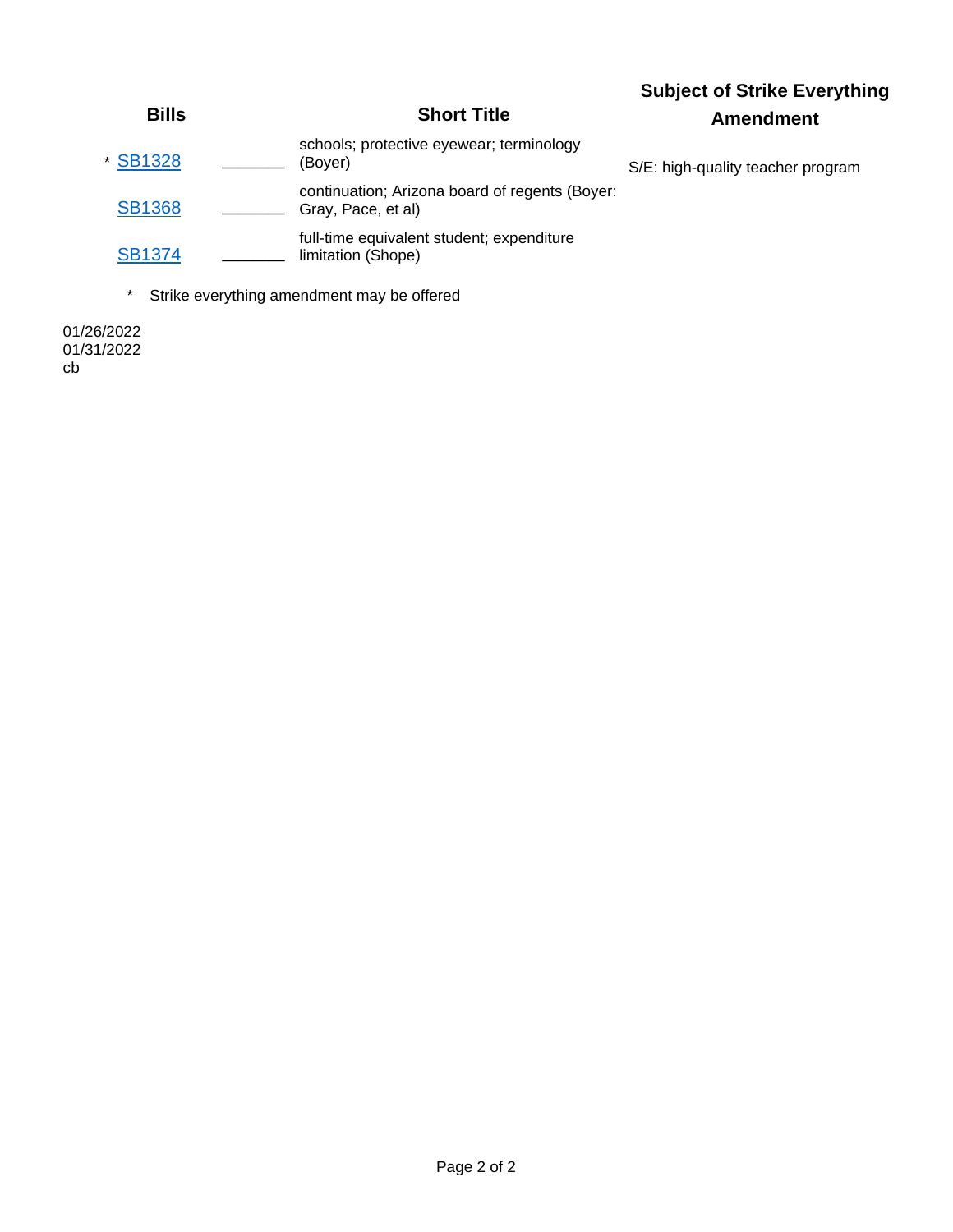| Bills | | Short Title | Subject of Strike Everything Amendment |
|---|---|---|---|
| * SB1328 | _______ | schools; protective eyewear; terminology (Boyer) | S/E: high-quality teacher program |
| SB1368 | _______ | continuation; Arizona board of regents (Boyer: Gray, Pace, et al) | |
| SB1374 | _______ | full-time equivalent student; expenditure limitation (Shope) | |

\* Strike everything amendment may be offered

~~01/26/2022~~
01/31/2022
cb